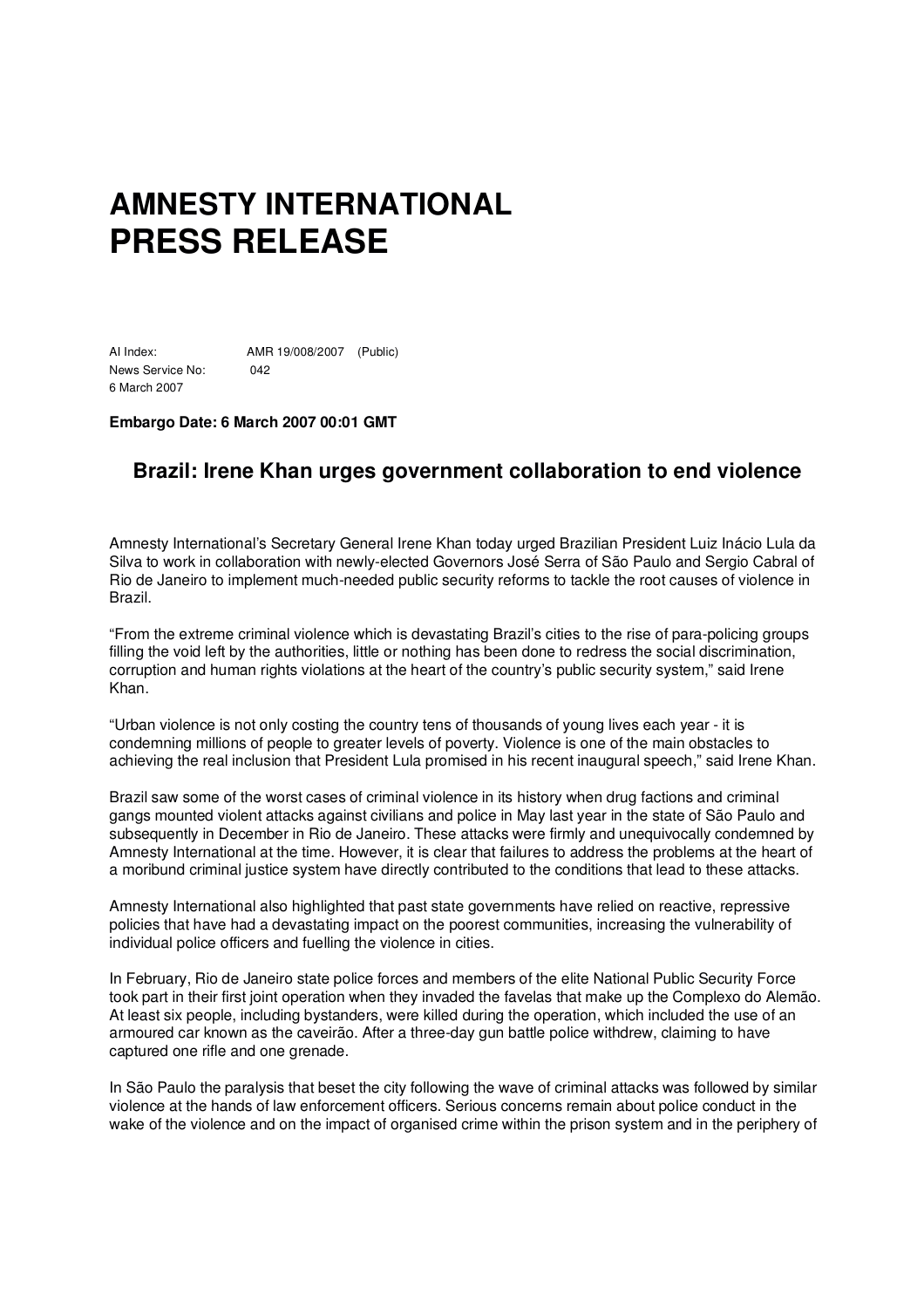# AMNESTY INTERNATIONAL
# PRESS RELEASE

AI Index: AMR 19/008/2007 (Public)
News Service No: 042
6 March 2007

**Embargo Date: 6 March 2007 00:01 GMT**

## Brazil: Irene Khan urges government collaboration to end violence

Amnesty International's Secretary General Irene Khan today urged Brazilian President Luiz Inácio Lula da Silva to work in collaboration with newly-elected Governors José Serra of São Paulo and Sergio Cabral of Rio de Janeiro to implement much-needed public security reforms to tackle the root causes of violence in Brazil.

"From the extreme criminal violence which is devastating Brazil's cities to the rise of para-policing groups filling the void left by the authorities, little or nothing has been done to redress the social discrimination, corruption and human rights violations at the heart of the country's public security system," said Irene Khan.

"Urban violence is not only costing the country tens of thousands of young lives each year - it is condemning millions of people to greater levels of poverty. Violence is one of the main obstacles to achieving the real inclusion that President Lula promised in his recent inaugural speech," said Irene Khan.

Brazil saw some of the worst cases of criminal violence in its history when drug factions and criminal gangs mounted violent attacks against civilians and police in May last year in the state of São Paulo and subsequently in December in Rio de Janeiro. These attacks were firmly and unequivocally condemned by Amnesty International at the time. However, it is clear that failures to address the problems at the heart of a moribund criminal justice system have directly contributed to the conditions that lead to these attacks.

Amnesty International also highlighted that past state governments have relied on reactive, repressive policies that have had a devastating impact on the poorest communities, increasing the vulnerability of individual police officers and fuelling the violence in cities.

In February, Rio de Janeiro state police forces and members of the elite National Public Security Force took part in their first joint operation when they invaded the favelas that make up the Complexo do Alemão. At least six people, including bystanders, were killed during the operation, which included the use of an armoured car known as the caveirão. After a three-day gun battle police withdrew, claiming to have captured one rifle and one grenade.

In São Paulo the paralysis that beset the city following the wave of criminal attacks was followed by similar violence at the hands of law enforcement officers. Serious concerns remain about police conduct in the wake of the violence and on the impact of organised crime within the prison system and in the periphery of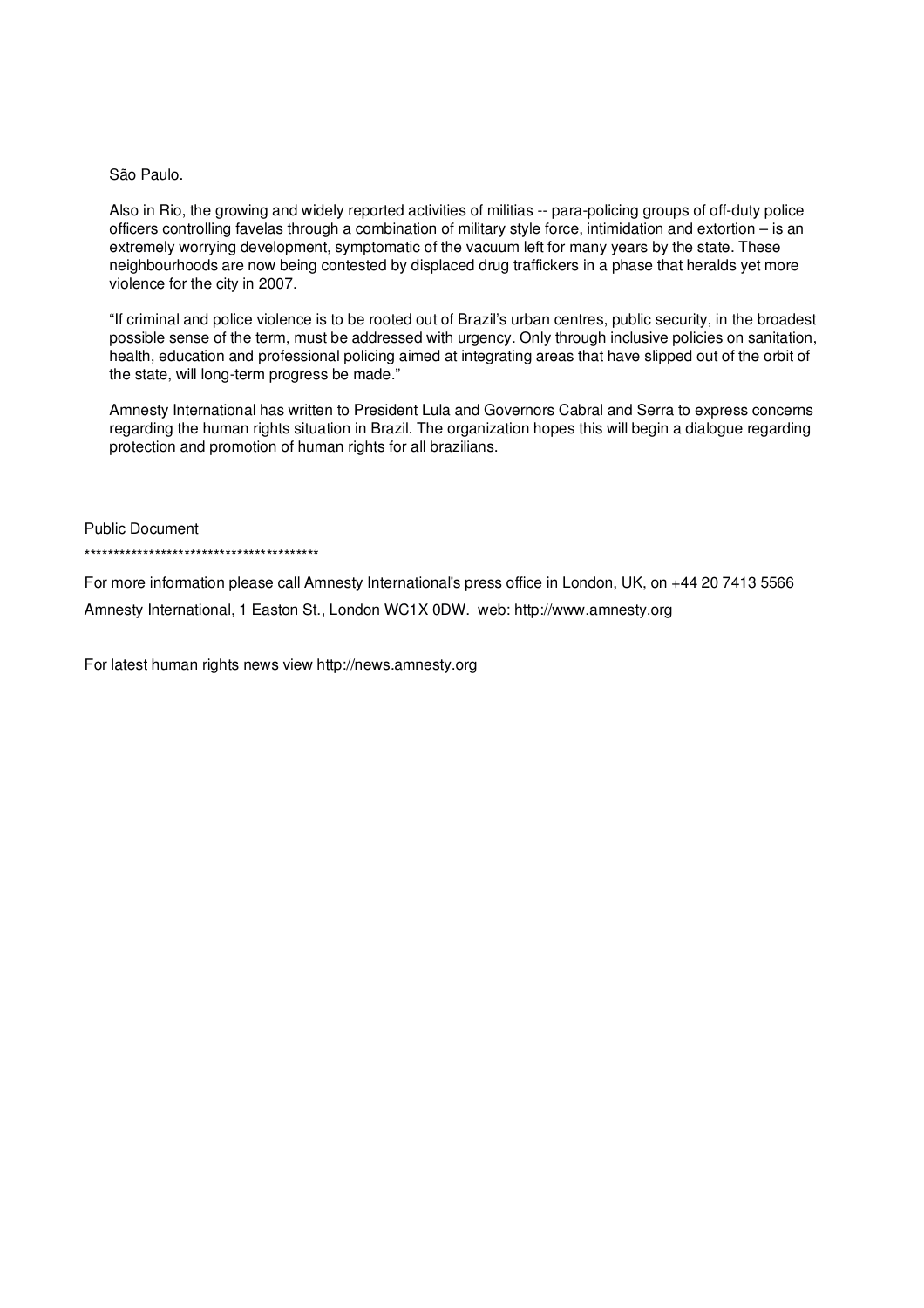São Paulo.

Also in Rio, the growing and widely reported activities of militias -- para-policing groups of off-duty police officers controlling favelas through a combination of military style force, intimidation and extortion – is an extremely worrying development, symptomatic of the vacuum left for many years by the state. These neighbourhoods are now being contested by displaced drug traffickers in a phase that heralds yet more violence for the city in 2007.

“If criminal and police violence is to be rooted out of Brazil’s urban centres, public security, in the broadest possible sense of the term, must be addressed with urgency. Only through inclusive policies on sanitation, health, education and professional policing aimed at integrating areas that have slipped out of the orbit of the state, will long-term progress be made.”

Amnesty International has written to President Lula and Governors Cabral and Serra to express concerns regarding the human rights situation in Brazil. The organization hopes this will begin a dialogue regarding protection and promotion of human rights for all brazilians.

Public Document

****************************************

For more information please call Amnesty International's press office in London, UK, on +44 20 7413 5566

Amnesty International, 1 Easton St., London WC1X 0DW. web: http://www.amnesty.org

For latest human rights news view http://news.amnesty.org